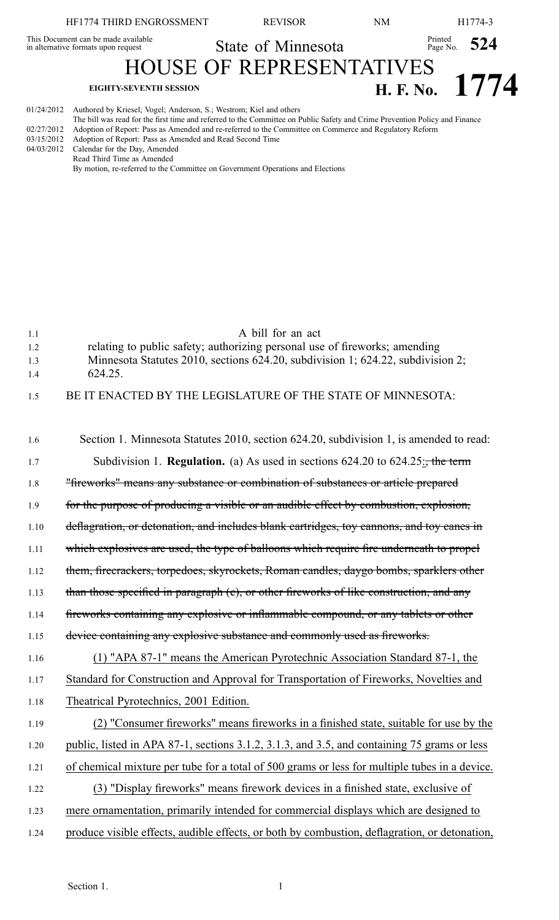HF1774 THIRD ENGROSSMENT — REVISOR — NM — H1774-3

This Document can be made available in alternative formats upon request

# State of Minnesota

Printed Page No. **524**

# HOUSE OF REPRESENTATIVES

**EIGHTY-SEVENTH SESSION** — **H. F. No. 1774**

01/24/2012 Authored by Kriesel; Vogel; Anderson, S.; Westrom; Kiel and others
The bill was read for the first time and referred to the Committee on Public Safety and Crime Prevention Policy and Finance
02/27/2012 Adoption of Report: Pass as Amended and re-referred to the Committee on Commerce and Regulatory Reform
03/15/2012 Adoption of Report: Pass as Amended and Read Second Time
04/03/2012 Calendar for the Day, Amended
Read Third Time as Amended
By motion, re-referred to the Committee on Government Operations and Elections

A bill for an act
relating to public safety; authorizing personal use of fireworks; amending Minnesota Statutes 2010, sections 624.20, subdivision 1; 624.22, subdivision 2; 624.25.

BE IT ENACTED BY THE LEGISLATURE OF THE STATE OF MINNESOTA:

Section 1. Minnesota Statutes 2010, section 624.20, subdivision 1, is amended to read:

Subdivision 1. **Regulation.** (a) As used in sections 624.20 to 624.25: ~~, the term "fireworks" means any substance or combination of substances or article prepared for the purpose of producing a visible or an audible effect by combustion, explosion, deflagration, or detonation, and includes blank cartridges, toy cannons, and toy canes in which explosives are used, the type of balloons which require fire underneath to propel them, firecrackers, torpedoes, skyrockets, Roman candles, daygo bombs, sparklers other than those specified in paragraph (c), or other fireworks of like construction, and any fireworks containing any explosive or inflammable compound, or any tablets or other device containing any explosive substance and commonly used as fireworks.~~

(1) "APA 87-1" means the American Pyrotechnic Association Standard 87-1, the Standard for Construction and Approval for Transportation of Fireworks, Novelties and Theatrical Pyrotechnics, 2001 Edition.

(2) "Consumer fireworks" means fireworks in a finished state, suitable for use by the public, listed in APA 87-1, sections 3.1.2, 3.1.3, and 3.5, and containing 75 grams or less of chemical mixture per tube for a total of 500 grams or less for multiple tubes in a device.

(3) "Display fireworks" means firework devices in a finished state, exclusive of mere ornamentation, primarily intended for commercial displays which are designed to produce visible effects, audible effects, or both by combustion, deflagration, or detonation,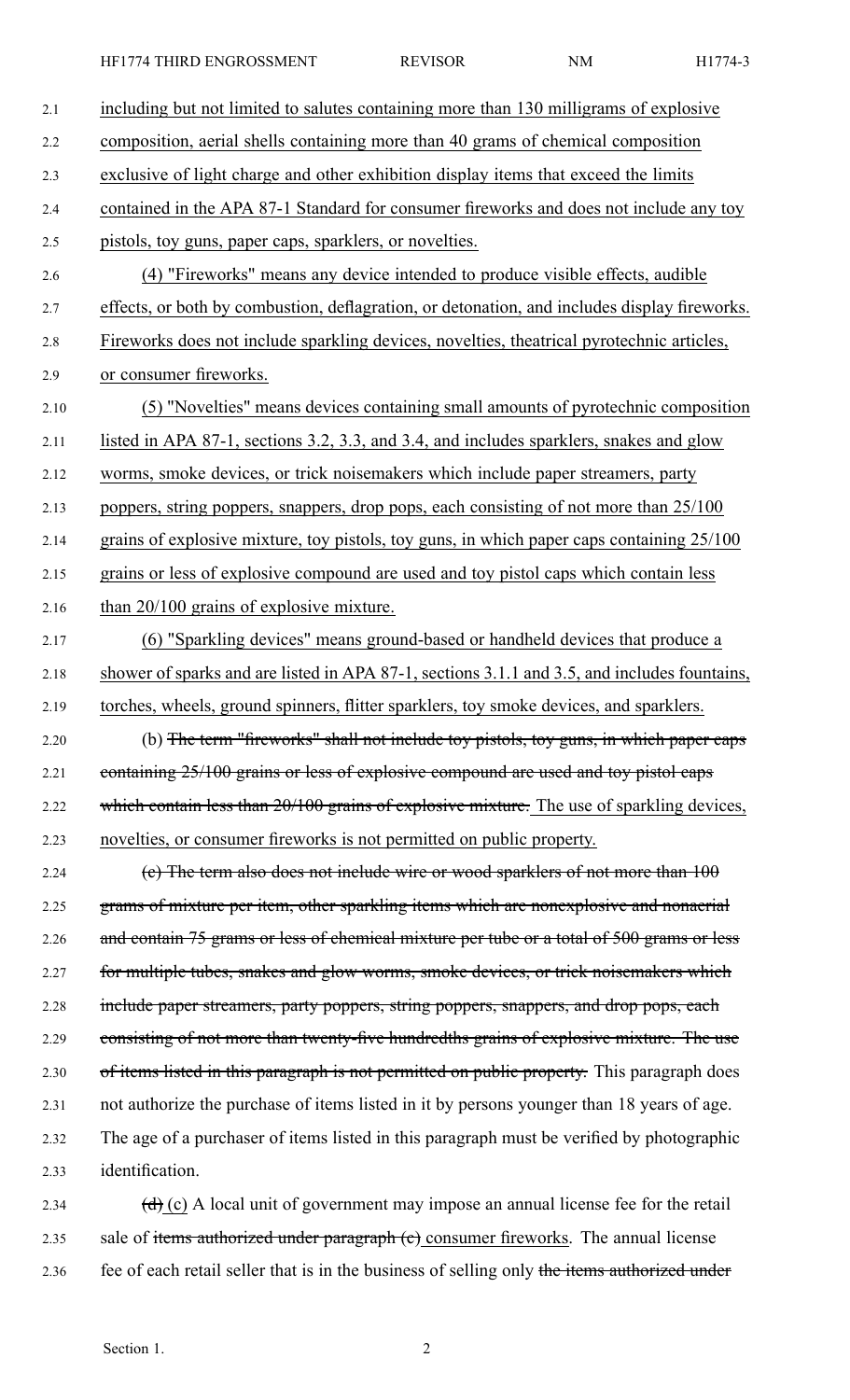including but not limited to salutes containing more than 130 milligrams of explosive composition, aerial shells containing more than 40 grams of chemical composition exclusive of light charge and other exhibition display items that exceed the limits contained in the APA 87-1 Standard for consumer fireworks and does not include any toy pistols, toy guns, paper caps, sparklers, or novelties.

(4) "Fireworks" means any device intended to produce visible effects, audible effects, or both by combustion, deflagration, or detonation, and includes display fireworks. Fireworks does not include sparkling devices, novelties, theatrical pyrotechnic articles, or consumer fireworks.

(5) "Novelties" means devices containing small amounts of pyrotechnic composition listed in APA 87-1, sections 3.2, 3.3, and 3.4, and includes sparklers, snakes and glow worms, smoke devices, or trick noisemakers which include paper streamers, party poppers, string poppers, snappers, drop pops, each consisting of not more than 25/100 grains of explosive mixture, toy pistols, toy guns, in which paper caps containing 25/100 grains or less of explosive compound are used and toy pistol caps which contain less than 20/100 grains of explosive mixture.

(6) "Sparkling devices" means ground-based or handheld devices that produce a shower of sparks and are listed in APA 87-1, sections 3.1.1 and 3.5, and includes fountains, torches, wheels, ground spinners, flitter sparklers, toy smoke devices, and sparklers.

(b) ~~The term "fireworks" shall not include toy pistols, toy guns, in which paper caps containing 25/100 grains or less of explosive compound are used and toy pistol caps which contain less than 20/100 grains of explosive mixture.~~ The use of sparkling devices, novelties, or consumer fireworks is not permitted on public property.

~~(c) The term also does not include wire or wood sparklers of not more than 100 grams of mixture per item, other sparkling items which are nonexplosive and nonaerial and contain 75 grams or less of chemical mixture per tube or a total of 500 grams or less for multiple tubes, snakes and glow worms, smoke devices, or trick noisemakers which include paper streamers, party poppers, string poppers, snappers, and drop pops, each consisting of not more than twenty-five hundredths grains of explosive mixture. The use of items listed in this paragraph is not permitted on public property.~~ This paragraph does not authorize the purchase of items listed in it by persons younger than 18 years of age. The age of a purchaser of items listed in this paragraph must be verified by photographic identification.

~~(d)~~ (c) A local unit of government may impose an annual license fee for the retail sale of ~~items authorized under paragraph (c)~~ consumer fireworks. The annual license fee of each retail seller that is in the business of selling only ~~the items authorized under~~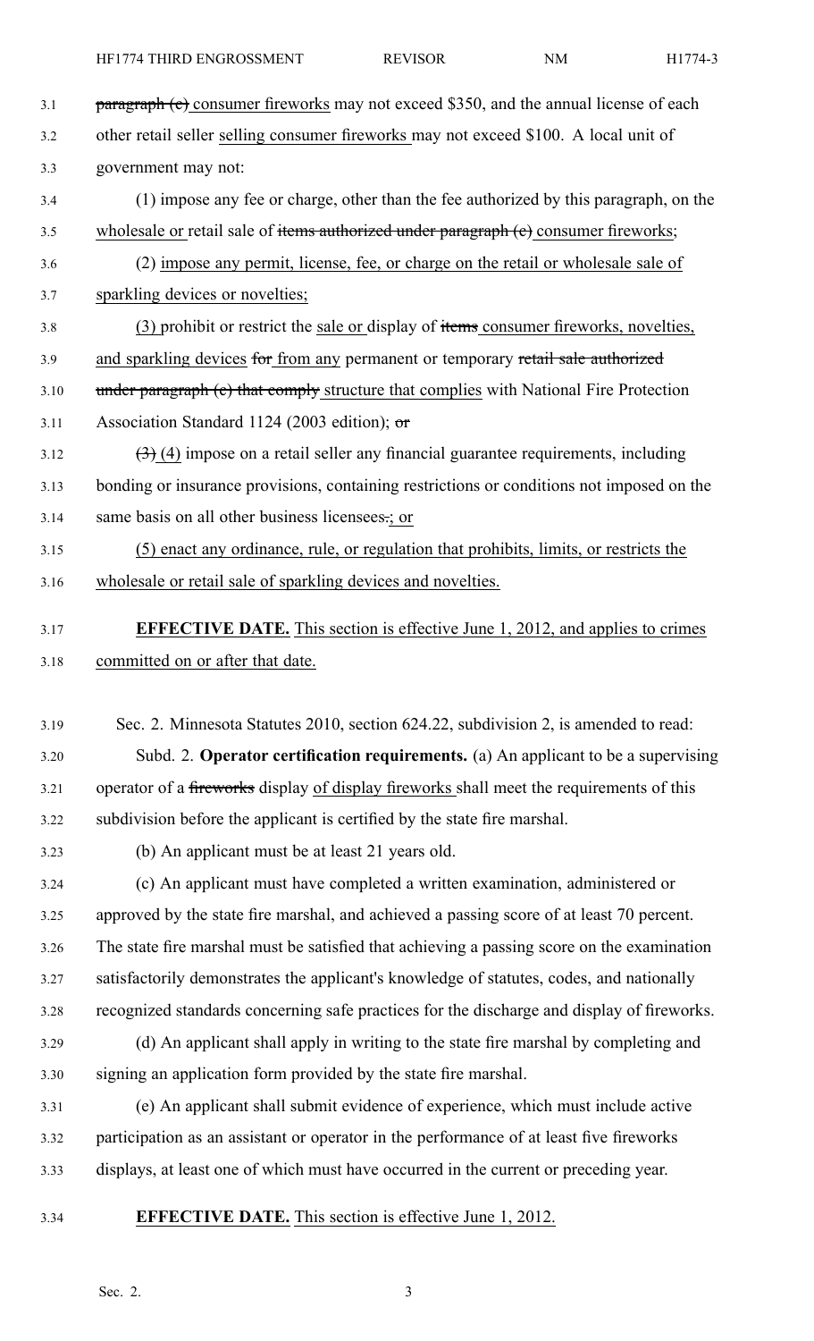paragraph (c) consumer fireworks may not exceed $350, and the annual license of each other retail seller selling consumer fireworks may not exceed $100. A local unit of government may not:

(1) impose any fee or charge, other than the fee authorized by this paragraph, on the wholesale or retail sale of items authorized under paragraph (c) consumer fireworks;

(2) impose any permit, license, fee, or charge on the retail or wholesale sale of sparkling devices or novelties;

(3) prohibit or restrict the sale or display of items consumer fireworks, novelties, and sparkling devices for from any permanent or temporary retail sale authorized under paragraph (c) that comply structure that complies with National Fire Protection Association Standard 1124 (2003 edition); or

(3) (4) impose on a retail seller any financial guarantee requirements, including bonding or insurance provisions, containing restrictions or conditions not imposed on the same basis on all other business licensees.; or

(5) enact any ordinance, rule, or regulation that prohibits, limits, or restricts the wholesale or retail sale of sparkling devices and novelties.

**EFFECTIVE DATE.** This section is effective June 1, 2012, and applies to crimes committed on or after that date.

Sec. 2. Minnesota Statutes 2010, section 624.22, subdivision 2, is amended to read:

Subd. 2. **Operator certification requirements.** (a) An applicant to be a supervising operator of a fireworks display of display fireworks shall meet the requirements of this subdivision before the applicant is certified by the state fire marshal.

(b) An applicant must be at least 21 years old.

(c) An applicant must have completed a written examination, administered or approved by the state fire marshal, and achieved a passing score of at least 70 percent. The state fire marshal must be satisfied that achieving a passing score on the examination satisfactorily demonstrates the applicant's knowledge of statutes, codes, and nationally recognized standards concerning safe practices for the discharge and display of fireworks.

(d) An applicant shall apply in writing to the state fire marshal by completing and signing an application form provided by the state fire marshal.

(e) An applicant shall submit evidence of experience, which must include active participation as an assistant or operator in the performance of at least five fireworks displays, at least one of which must have occurred in the current or preceding year.

**EFFECTIVE DATE.** This section is effective June 1, 2012.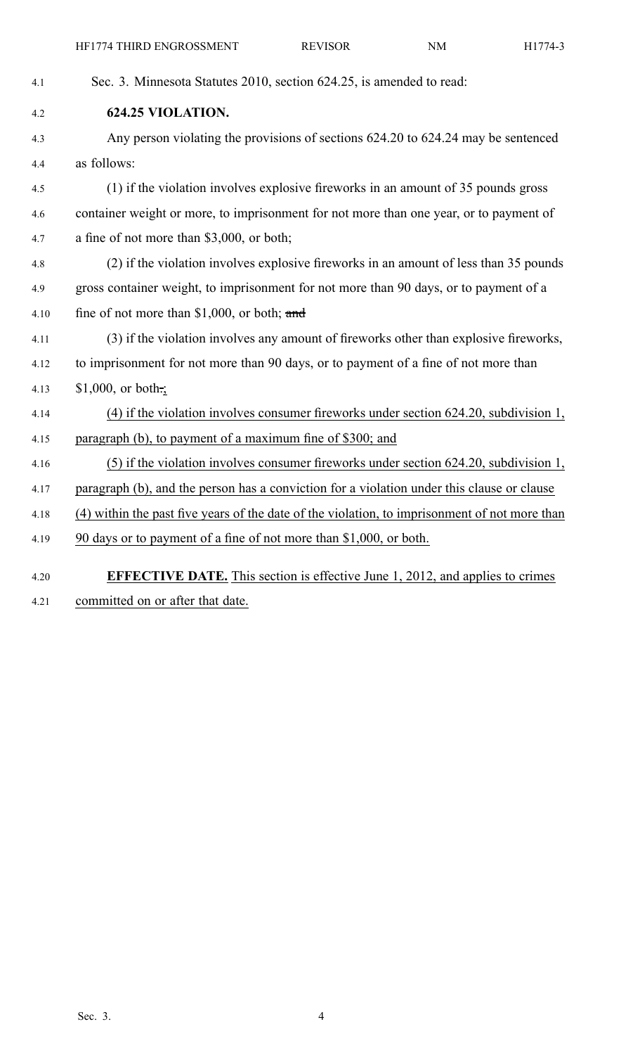Sec. 3. Minnesota Statutes 2010, section 624.25, is amended to read:

**624.25 VIOLATION.**

Any person violating the provisions of sections 624.20 to 624.24 may be sentenced as follows:

(1) if the violation involves explosive fireworks in an amount of 35 pounds gross container weight or more, to imprisonment for not more than one year, or to payment of a fine of not more than $3,000, or both;

(2) if the violation involves explosive fireworks in an amount of less than 35 pounds gross container weight, to imprisonment for not more than 90 days, or to payment of a fine of not more than $1,000, or both; ~~and~~

(3) if the violation involves any amount of fireworks other than explosive fireworks, to imprisonment for not more than 90 days, or to payment of a fine of not more than $1,000, or both~~.~~;

(4) if the violation involves consumer fireworks under section 624.20, subdivision 1, paragraph (b), to payment of a maximum fine of $300; and

(5) if the violation involves consumer fireworks under section 624.20, subdivision 1, paragraph (b), and the person has a conviction for a violation under this clause or clause (4) within the past five years of the date of the violation, to imprisonment of not more than 90 days or to payment of a fine of not more than $1,000, or both.

**EFFECTIVE DATE.** This section is effective June 1, 2012, and applies to crimes committed on or after that date.